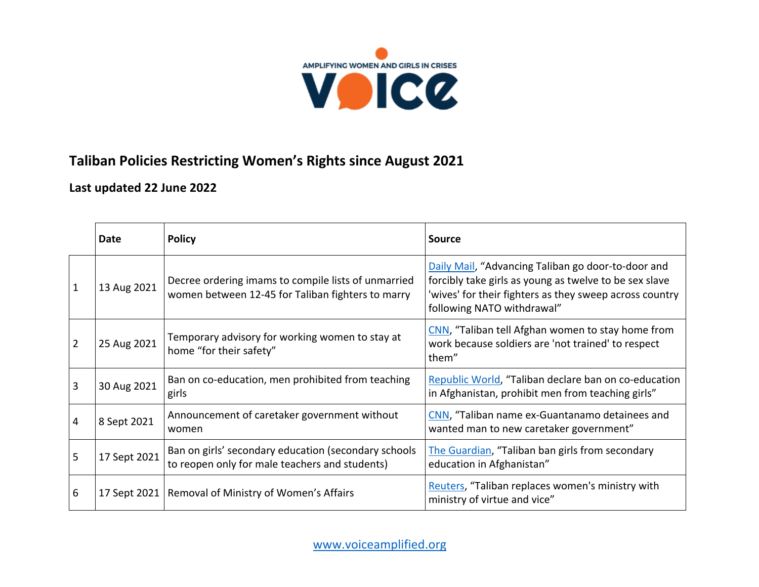AMPLIFYING WOMEN AND GIRLS IN CRISES

VOICE

## Taliban Policies Restricting Women's Rights since August 2021

**Last updated 22 June 2022**

| | Date | Policy | Source |
|---|---|---|---|
| 1 | 13 Aug 2021 | Decree ordering imams to compile lists of unmarried women between 12-45 for Taliban fighters to marry | Daily Mail, "Advancing Taliban go door-to-door and forcibly take girls as young as twelve to be sex slave 'wives' for their fighters as they sweep across country following NATO withdrawal" |
| 2 | 25 Aug 2021 | Temporary advisory for working women to stay at home "for their safety" | CNN, "Taliban tell Afghan women to stay home from work because soldiers are 'not trained' to respect them" |
| 3 | 30 Aug 2021 | Ban on co-education, men prohibited from teaching girls | Republic World, "Taliban declare ban on co-education in Afghanistan, prohibit men from teaching girls" |
| 4 | 8 Sept 2021 | Announcement of caretaker government without women | CNN, "Taliban name ex-Guantanamo detainees and wanted man to new caretaker government" |
| 5 | 17 Sept 2021 | Ban on girls' secondary education (secondary schools to reopen only for male teachers and students) | The Guardian, "Taliban ban girls from secondary education in Afghanistan" |
| 6 | 17 Sept 2021 | Removal of Ministry of Women's Affairs | Reuters, "Taliban replaces women's ministry with ministry of virtue and vice" |

www.voiceamplified.org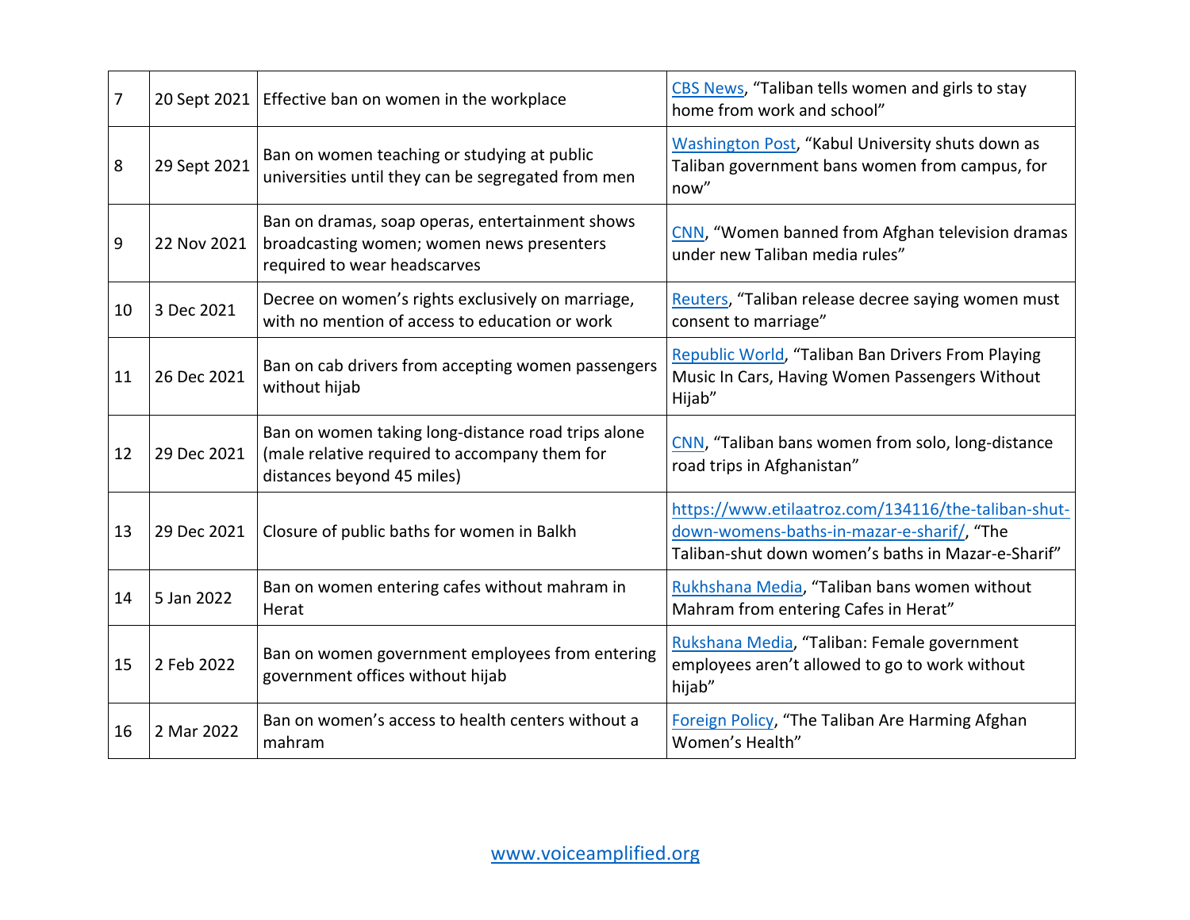| 7 | 20 Sept 2021 | Effective ban on women in the workplace | [CBS News](#), “Taliban tells women and girls to stay home from work and school” |
|---|---|---|---|
| 8 | 29 Sept 2021 | Ban on women teaching or studying at public universities until they can be segregated from men | [Washington Post](#), “Kabul University shuts down as Taliban government bans women from campus, for now” |
| 9 | 22 Nov 2021 | Ban on dramas, soap operas, entertainment shows broadcasting women; women news presenters required to wear headscarves | [CNN](#), “Women banned from Afghan television dramas under new Taliban media rules” |
| 10 | 3 Dec 2021 | Decree on women’s rights exclusively on marriage, with no mention of access to education or work | [Reuters](#), “Taliban release decree saying women must consent to marriage” |
| 11 | 26 Dec 2021 | Ban on cab drivers from accepting women passengers without hijab | [Republic World](#), “Taliban Ban Drivers From Playing Music In Cars, Having Women Passengers Without Hijab” |
| 12 | 29 Dec 2021 | Ban on women taking long-distance road trips alone (male relative required to accompany them for distances beyond 45 miles) | [CNN](#), “Taliban bans women from solo, long-distance road trips in Afghanistan” |
| 13 | 29 Dec 2021 | Closure of public baths for women in Balkh | https://www.etilaatroz.com/134116/the-taliban-shut-down-womens-baths-in-mazar-e-sharif/, “The Taliban-shut down women’s baths in Mazar-e-Sharif” |
| 14 | 5 Jan 2022 | Ban on women entering cafes without mahram in Herat | [Rukhshana Media](#), “Taliban bans women without Mahram from entering Cafes in Herat” |
| 15 | 2 Feb 2022 | Ban on women government employees from entering government offices without hijab | [Rukshana Media](#), “Taliban: Female government employees aren’t allowed to go to work without hijab” |
| 16 | 2 Mar 2022 | Ban on women’s access to health centers without a mahram | [Foreign Policy](#), “The Taliban Are Harming Afghan Women’s Health” |

www.voiceamplified.org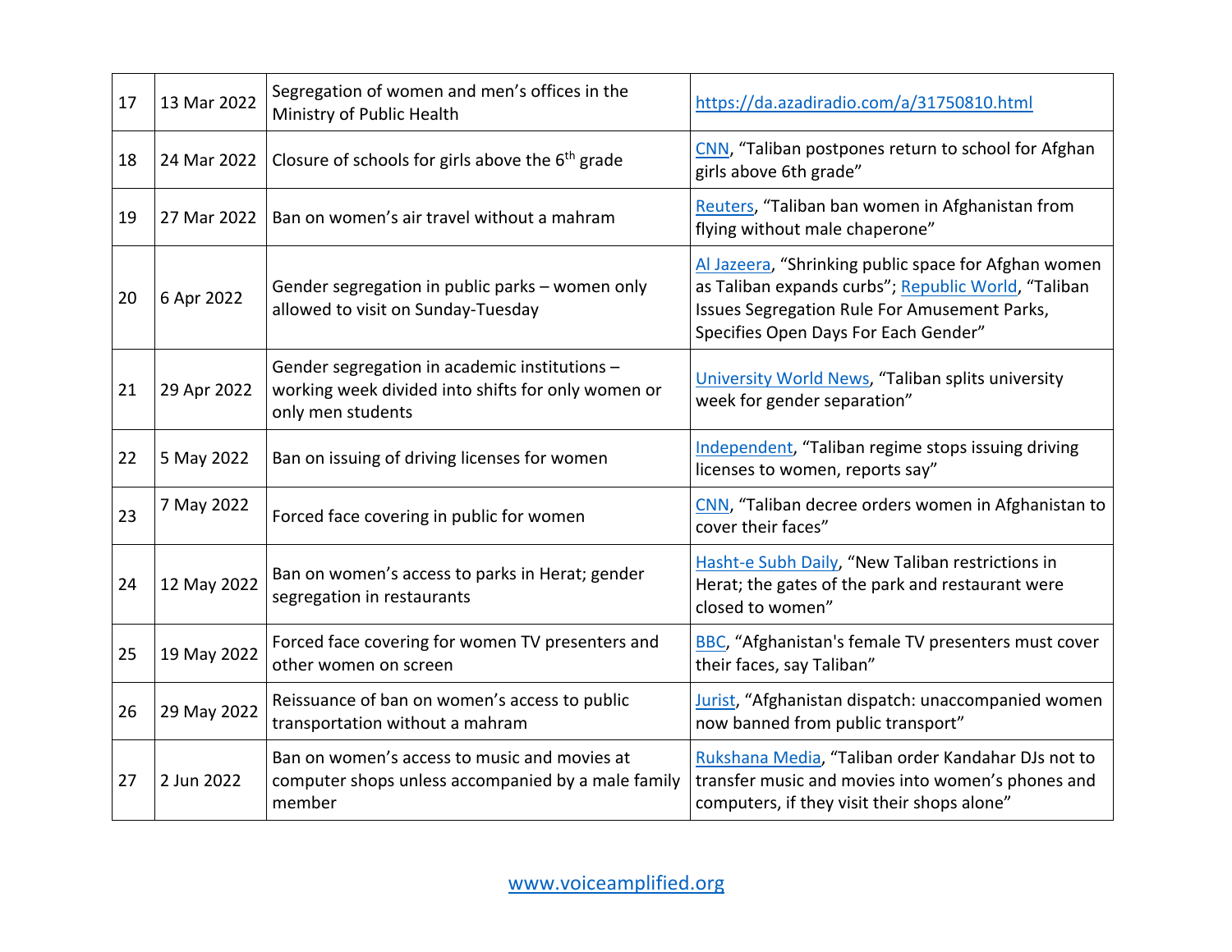| 17 | 13 Mar 2022 | Segregation of women and men's offices in the Ministry of Public Health | https://da.azadiradio.com/a/31750810.html |
|---|---|---|---|
| 18 | 24 Mar 2022 | Closure of schools for girls above the 6th grade | CNN, "Taliban postpones return to school for Afghan girls above 6th grade" |
| 19 | 27 Mar 2022 | Ban on women's air travel without a mahram | Reuters, "Taliban ban women in Afghanistan from flying without male chaperone" |
| 20 | 6 Apr 2022 | Gender segregation in public parks – women only allowed to visit on Sunday-Tuesday | Al Jazeera, "Shrinking public space for Afghan women as Taliban expands curbs"; Republic World, "Taliban Issues Segregation Rule For Amusement Parks, Specifies Open Days For Each Gender" |
| 21 | 29 Apr 2022 | Gender segregation in academic institutions – working week divided into shifts for only women or only men students | University World News, "Taliban splits university week for gender separation" |
| 22 | 5 May 2022 | Ban on issuing of driving licenses for women | Independent, "Taliban regime stops issuing driving licenses to women, reports say" |
| 23 | 7 May 2022 | Forced face covering in public for women | CNN, "Taliban decree orders women in Afghanistan to cover their faces" |
| 24 | 12 May 2022 | Ban on women's access to parks in Herat; gender segregation in restaurants | Hasht-e Subh Daily, "New Taliban restrictions in Herat; the gates of the park and restaurant were closed to women" |
| 25 | 19 May 2022 | Forced face covering for women TV presenters and other women on screen | BBC, "Afghanistan's female TV presenters must cover their faces, say Taliban" |
| 26 | 29 May 2022 | Reissuance of ban on women's access to public transportation without a mahram | Jurist, "Afghanistan dispatch: unaccompanied women now banned from public transport" |
| 27 | 2 Jun 2022 | Ban on women's access to music and movies at computer shops unless accompanied by a male family member | Rukshana Media, "Taliban order Kandahar DJs not to transfer music and movies into women's phones and computers, if they visit their shops alone" |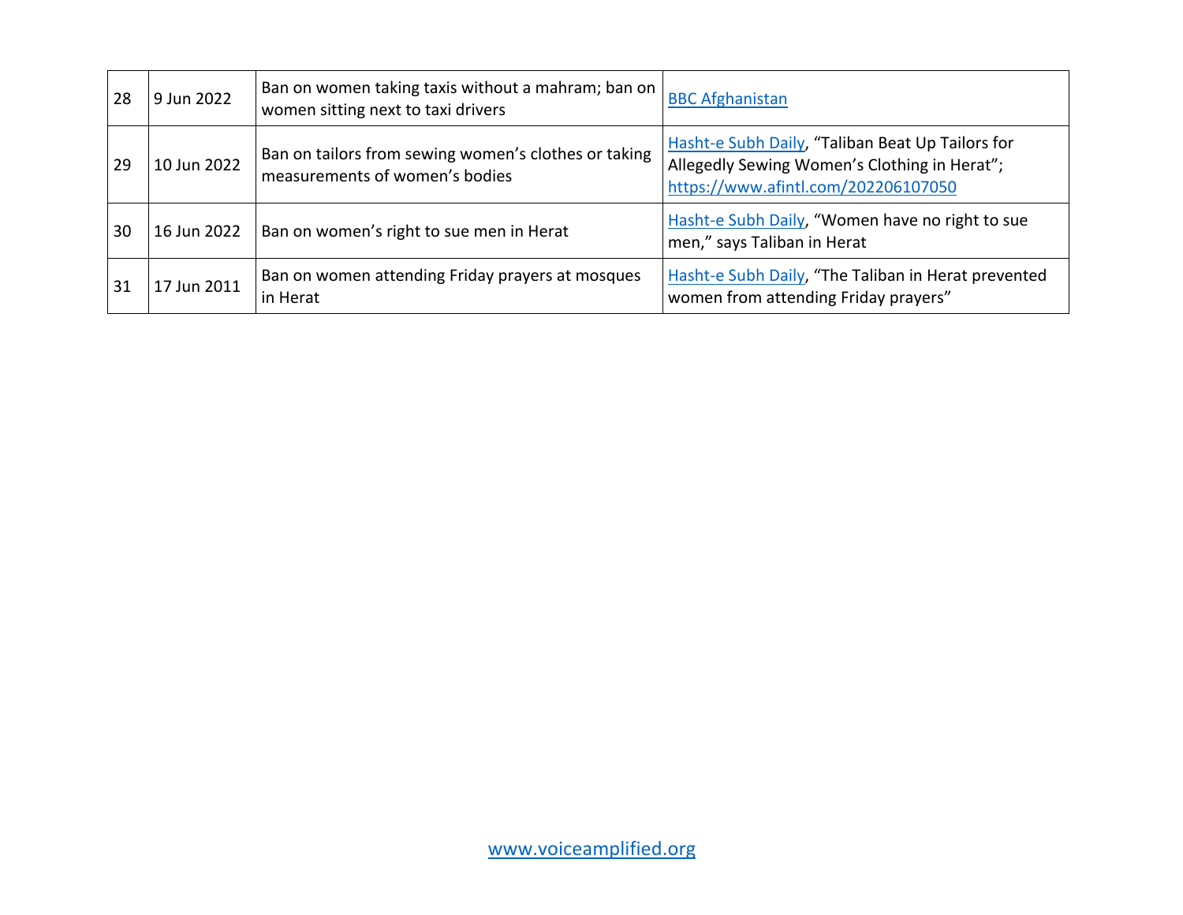| | | | |
|---|---|---|---|
| 28 | 9 Jun 2022 | Ban on women taking taxis without a mahram; ban on women sitting next to taxi drivers | BBC Afghanistan |
| 29 | 10 Jun 2022 | Ban on tailors from sewing women's clothes or taking measurements of women's bodies | Hasht-e Subh Daily, "Taliban Beat Up Tailors for Allegedly Sewing Women's Clothing in Herat"; https://www.afintl.com/202206107050 |
| 30 | 16 Jun 2022 | Ban on women's right to sue men in Herat | Hasht-e Subh Daily, "Women have no right to sue men," says Taliban in Herat |
| 31 | 17 Jun 2011 | Ban on women attending Friday prayers at mosques in Herat | Hasht-e Subh Daily, "The Taliban in Herat prevented women from attending Friday prayers" |

www.voiceamplified.org